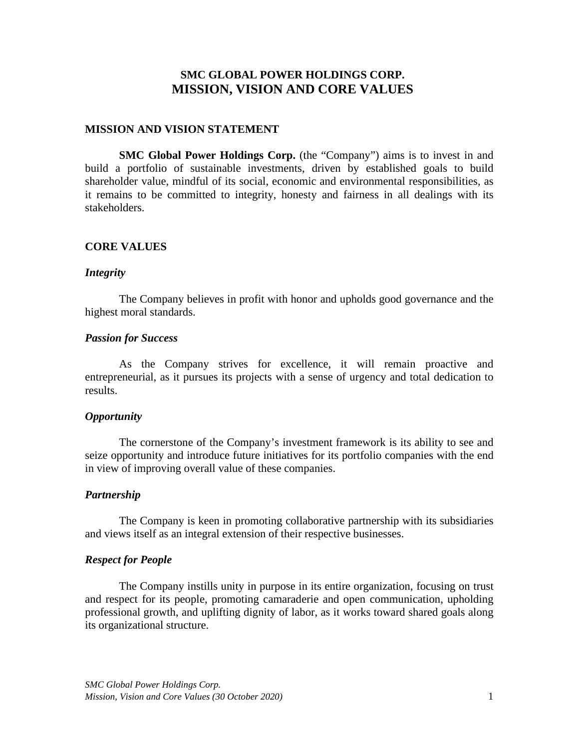# SMC GLOBAL POWER HOLDINGS CORP.
# MISSION, VISION AND CORE VALUES

## MISSION AND VISION STATEMENT

**SMC Global Power Holdings Corp.** (the "Company") aims is to invest in and build a portfolio of sustainable investments, driven by established goals to build shareholder value, mindful of its social, economic and environmental responsibilities, as it remains to be committed to integrity, honesty and fairness in all dealings with its stakeholders.

## CORE VALUES

### *Integrity*

The Company believes in profit with honor and upholds good governance and the highest moral standards.

### *Passion for Success*

As the Company strives for excellence, it will remain proactive and entrepreneurial, as it pursues its projects with a sense of urgency and total dedication to results.

### *Opportunity*

The cornerstone of the Company's investment framework is its ability to see and seize opportunity and introduce future initiatives for its portfolio companies with the end in view of improving overall value of these companies.

### *Partnership*

The Company is keen in promoting collaborative partnership with its subsidiaries and views itself as an integral extension of their respective businesses.

### *Respect for People*

The Company instills unity in purpose in its entire organization, focusing on trust and respect for its people, promoting camaraderie and open communication, upholding professional growth, and uplifting dignity of labor, as it works toward shared goals along its organizational structure.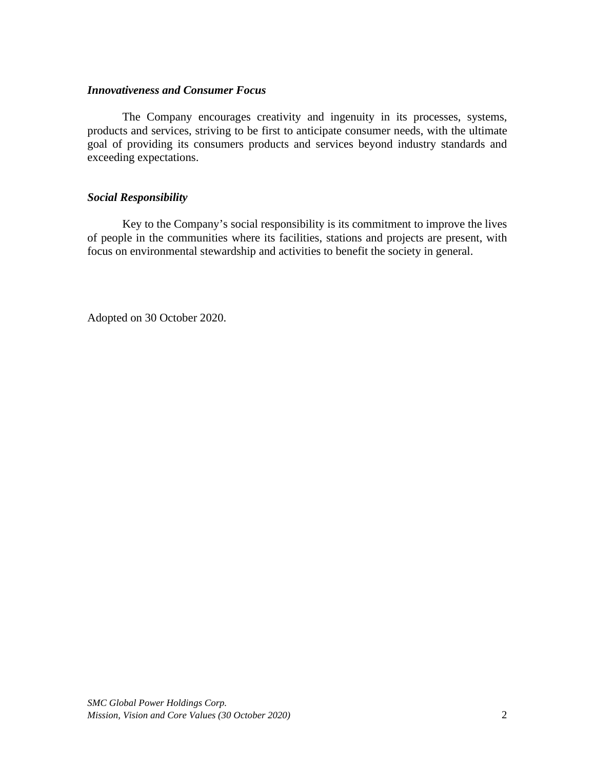***Innovativeness and Consumer Focus***

The Company encourages creativity and ingenuity in its processes, systems, products and services, striving to be first to anticipate consumer needs, with the ultimate goal of providing its consumers products and services beyond industry standards and exceeding expectations.

***Social Responsibility***

Key to the Company's social responsibility is its commitment to improve the lives of people in the communities where its facilities, stations and projects are present, with focus on environmental stewardship and activities to benefit the society in general.

Adopted on 30 October 2020.